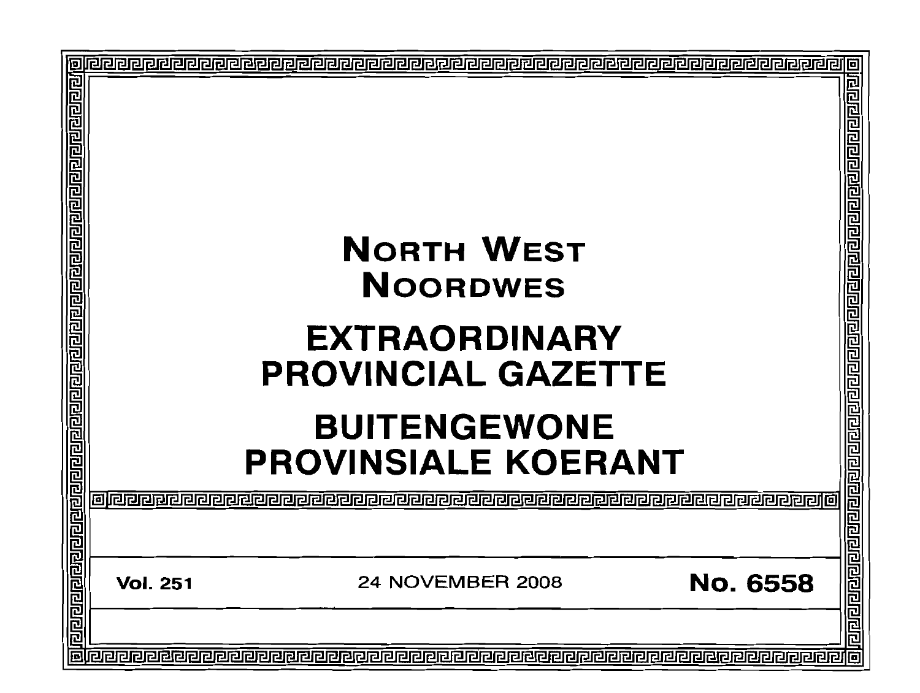# NORTH WEST
# NOORDWES

# EXTRAORDINARY PROVINCIAL GAZETTE

# BUITENGEWONE PROVINSIALE KOERANT

**Vol. 251** 24 NOVEMBER 2008 **No. 6558**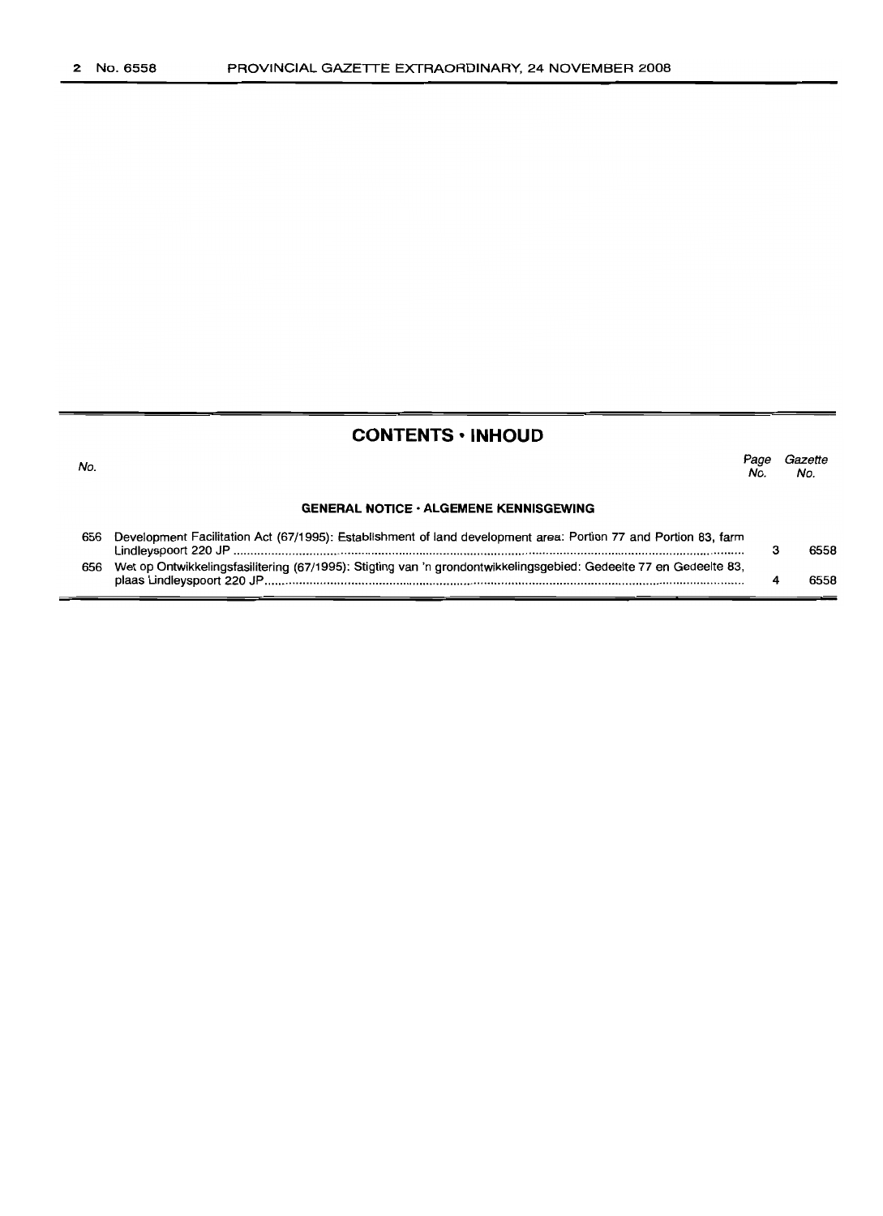## CONTENTS • INHOUD

| No. | | Page No. | Gazette No. |
|---|---|---|---|
| | **GENERAL NOTICE • ALGEMENE KENNISGEWING** | | |
| 656 | Development Facilitation Act (67/1995): Establishment of land development area: Portion 77 and Portion 83, farm Lindleyspoort 220 JP | 3 | 6558 |
| 656 | Wet op Ontwikkelingsfasilitering (67/1995): Stigting van 'n grondontwikkelingsgebied: Gedeelte 77 en Gedeelte 83, plaas Lindleyspoort 220 JP | 4 | 6558 |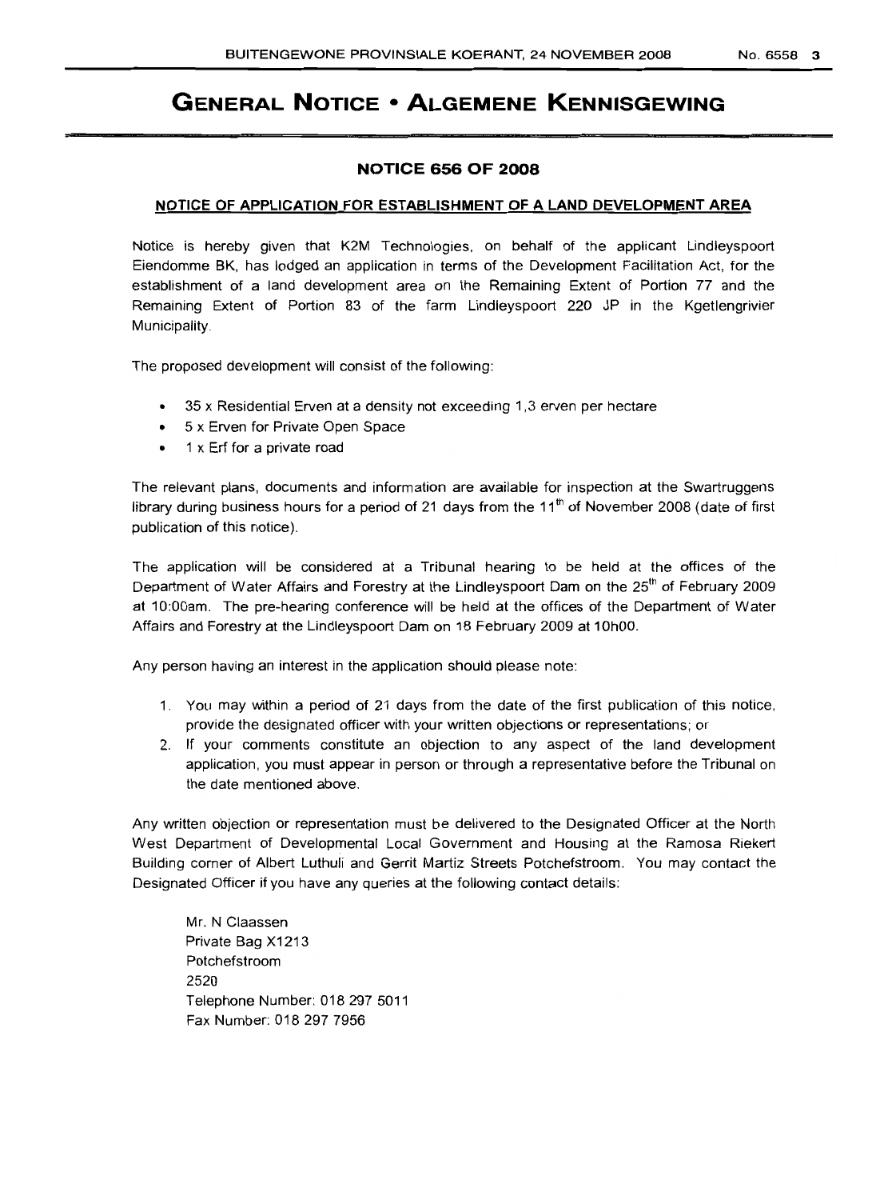# GENERAL NOTICE • ALGEMENE KENNISGEWING

## NOTICE 656 OF 2008

### NOTICE OF APPLICATION FOR ESTABLISHMENT OF A LAND DEVELOPMENT AREA

Notice is hereby given that K2M Technologies, on behalf of the applicant Lindleyspoort Eiendomme BK, has lodged an application in terms of the Development Facilitation Act, for the establishment of a land development area on the Remaining Extent of Portion 77 and the Remaining Extent of Portion 83 of the farm Lindleyspoort 220 JP in the Kgetlengrivier Municipality.

The proposed development will consist of the following:

- 35 x Residential Erven at a density not exceeding 1,3 erven per hectare
- 5 x Erven for Private Open Space
- 1 x Erf for a private road

The relevant plans, documents and information are available for inspection at the Swartruggens library during business hours for a period of 21 days from the 11th of November 2008 (date of first publication of this notice).

The application will be considered at a Tribunal hearing to be held at the offices of the Department of Water Affairs and Forestry at the Lindleyspoort Dam on the 25th of February 2009 at 10:00am. The pre-hearing conference will be held at the offices of the Department of Water Affairs and Forestry at the Lindleyspoort Dam on 18 February 2009 at 10h00.

Any person having an interest in the application should please note:

1. You may within a period of 21 days from the date of the first publication of this notice, provide the designated officer with your written objections or representations; or
2. If your comments constitute an objection to any aspect of the land development application, you must appear in person or through a representative before the Tribunal on the date mentioned above.

Any written objection or representation must be delivered to the Designated Officer at the North West Department of Developmental Local Government and Housing at the Ramosa Riekert Building corner of Albert Luthuli and Gerrit Martiz Streets Potchefstroom. You may contact the Designated Officer if you have any queries at the following contact details:

Mr. N Claassen
Private Bag X1213
Potchefstroom
2520
Telephone Number: 018 297 5011
Fax Number: 018 297 7956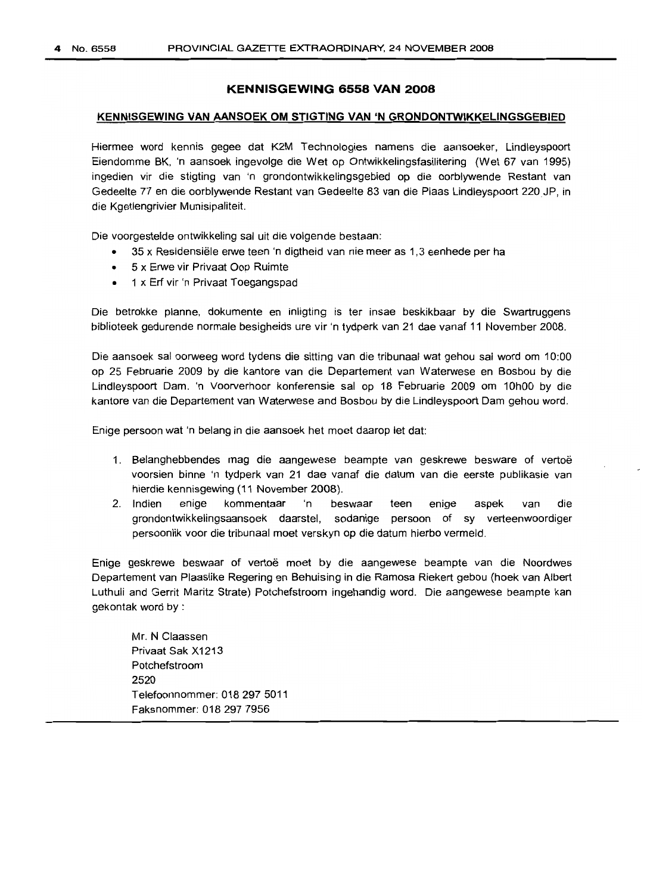## KENNISGEWING 6558 VAN 2008

### KENNISGEWING VAN AANSOEK OM STIGTING VAN 'N GRONDONTWIKKELINGSGEBIED

Hiermee word kennis gegee dat K2M Technologies namens die aansoeker, Lindleyspoort Eiendomme BK, 'n aansoek ingevolge die Wet op Ontwikkelingsfasilitering (Wet 67 van 1995) ingedien vir die stigting van 'n grondontwikkelingsgebied op die oorblywende Restant van Gedeelte 77 en die oorblywende Restant van Gedeelte 83 van die Plaas Lindleyspoort 220 JP, in die Kgetlengrivier Munisipaliteit.

Die voorgestelde ontwikkeling sal uit die volgende bestaan:

- 35 x Residensiële erwe teen 'n digtheid van nie meer as 1,3 eenhede per ha
- 5 x Erwe vir Privaat Oop Ruimte
- 1 x Erf vir 'n Privaat Toegangspad

Die betrokke planne, dokumente en inligting is ter insae beskikbaar by die Swartruggens biblioteek gedurende normale besigheids ure vir 'n tydperk van 21 dae vanaf 11 November 2008.

Die aansoek sal oorweeg word tydens die sitting van die tribunaal wat gehou sal word om 10:00 op 25 Februarie 2009 by die kantore van die Departement van Waterwese en Bosbou by die Lindleyspoort Dam. 'n Voorverhoor konferensie sal op 18 Februarie 2009 om 10h00 by die kantore van die Departement van Waterwese and Bosbou by die Lindleyspoort Dam gehou word.

Enige persoon wat 'n belang in die aansoek het moet daarop let dat:

1. Belanghebbendes mag die aangewese beampte van geskrewe besware of vertoë voorsien binne 'n tydperk van 21 dae vanaf die datum van die eerste publikasie van hierdie kennisgewing (11 November 2008).
2. Indien enige kommentaar 'n beswaar teen enige aspek van die grondontwikkelingsaansoek daarstel, sodanige persoon of sy verteenwoordiger persoonlik voor die tribunaal moet verskyn op die datum hierbo vermeld.

Enige geskrewe beswaar of vertoë moet by die aangewese beampte van die Noordwes Departement van Plaaslike Regering en Behuising in die Ramosa Riekert gebou (hoek van Albert Luthuli and Gerrit Maritz Strate) Potchefstroom ingehandig word. Die aangewese beampte kan gekontak word by :

Mr. N Claassen
Privaat Sak X1213
Potchefstroom
2520
Telefoonnommer: 018 297 5011
Faksnommer: 018 297 7956